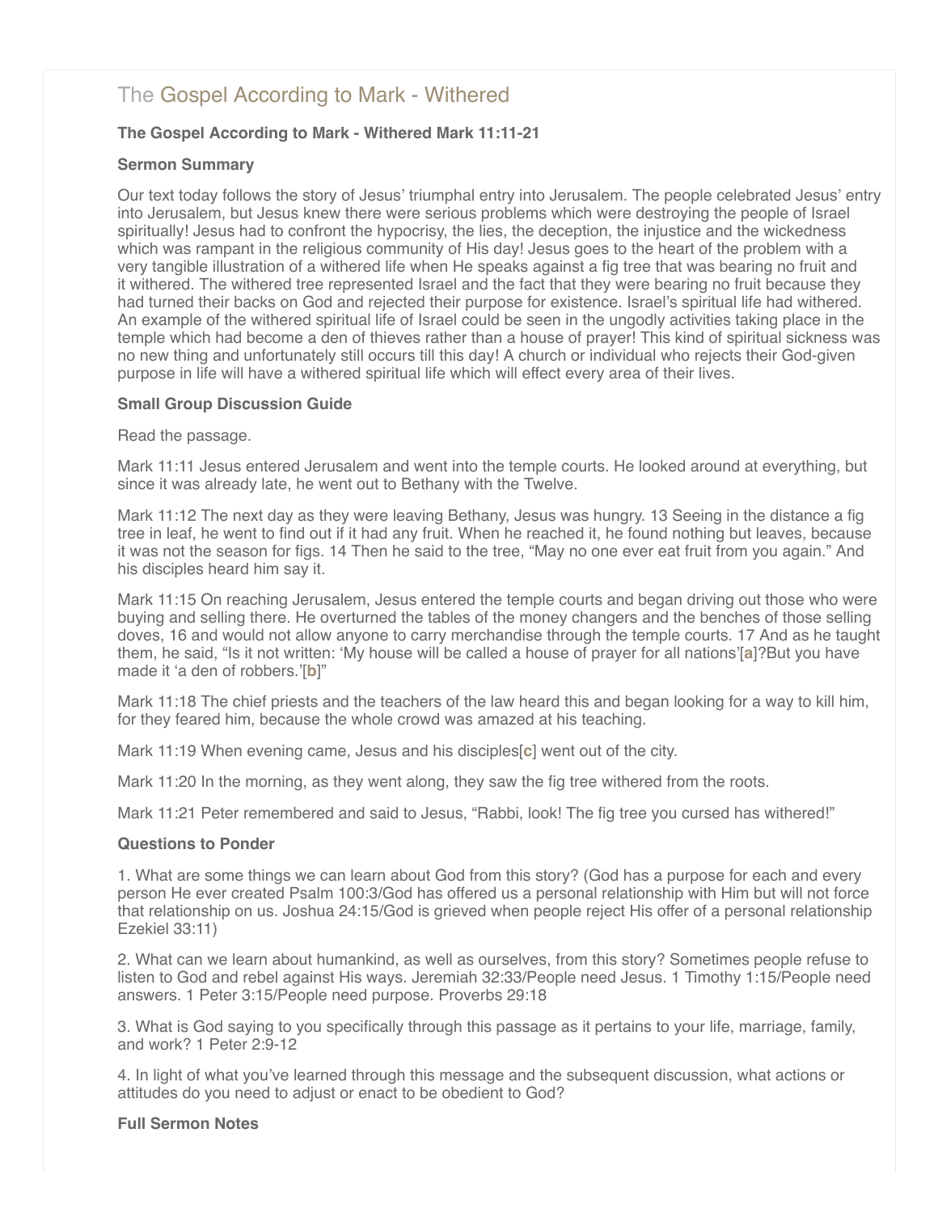# The Gospel According to Mark - Withered

**The Gospel According to Mark - Withered Mark 11:11-21**

**Sermon Summary**

Our text today follows the story of Jesus' triumphal entry into Jerusalem. The people celebrated Jesus' entry into Jerusalem, but Jesus knew there were serious problems which were destroying the people of Israel spiritually! Jesus had to confront the hypocrisy, the lies, the deception, the injustice and the wickedness which was rampant in the religious community of His day! Jesus goes to the heart of the problem with a very tangible illustration of a withered life when He speaks against a fig tree that was bearing no fruit and it withered. The withered tree represented Israel and the fact that they were bearing no fruit because they had turned their backs on God and rejected their purpose for existence. Israel's spiritual life had withered. An example of the withered spiritual life of Israel could be seen in the ungodly activities taking place in the temple which had become a den of thieves rather than a house of prayer! This kind of spiritual sickness was no new thing and unfortunately still occurs till this day! A church or individual who rejects their God-given purpose in life will have a withered spiritual life which will effect every area of their lives.

**Small Group Discussion Guide**

Read the passage.

Mark 11:11 Jesus entered Jerusalem and went into the temple courts. He looked around at everything, but since it was already late, he went out to Bethany with the Twelve.

Mark 11:12 The next day as they were leaving Bethany, Jesus was hungry. 13 Seeing in the distance a fig tree in leaf, he went to find out if it had any fruit. When he reached it, he found nothing but leaves, because it was not the season for figs. 14 Then he said to the tree, "May no one ever eat fruit from you again." And his disciples heard him say it.

Mark 11:15 On reaching Jerusalem, Jesus entered the temple courts and began driving out those who were buying and selling there. He overturned the tables of the money changers and the benches of those selling doves, 16 and would not allow anyone to carry merchandise through the temple courts. 17 And as he taught them, he said, "Is it not written: 'My house will be called a house of prayer for all nations'[a]?But you have made it 'a den of robbers.'[b]"

Mark 11:18 The chief priests and the teachers of the law heard this and began looking for a way to kill him, for they feared him, because the whole crowd was amazed at his teaching.

Mark 11:19 When evening came, Jesus and his disciples[c] went out of the city.

Mark 11:20 In the morning, as they went along, they saw the fig tree withered from the roots.

Mark 11:21 Peter remembered and said to Jesus, "Rabbi, look! The fig tree you cursed has withered!"

**Questions to Ponder**

1. What are some things we can learn about God from this story? (God has a purpose for each and every person He ever created Psalm 100:3/God has offered us a personal relationship with Him but will not force that relationship on us. Joshua 24:15/God is grieved when people reject His offer of a personal relationship Ezekiel 33:11)

2. What can we learn about humankind, as well as ourselves, from this story? Sometimes people refuse to listen to God and rebel against His ways. Jeremiah 32:33/People need Jesus. 1 Timothy 1:15/People need answers. 1 Peter 3:15/People need purpose. Proverbs 29:18

3. What is God saying to you specifically through this passage as it pertains to your life, marriage, family, and work? 1 Peter 2:9-12

4. In light of what you've learned through this message and the subsequent discussion, what actions or attitudes do you need to adjust or enact to be obedient to God?

**Full Sermon Notes**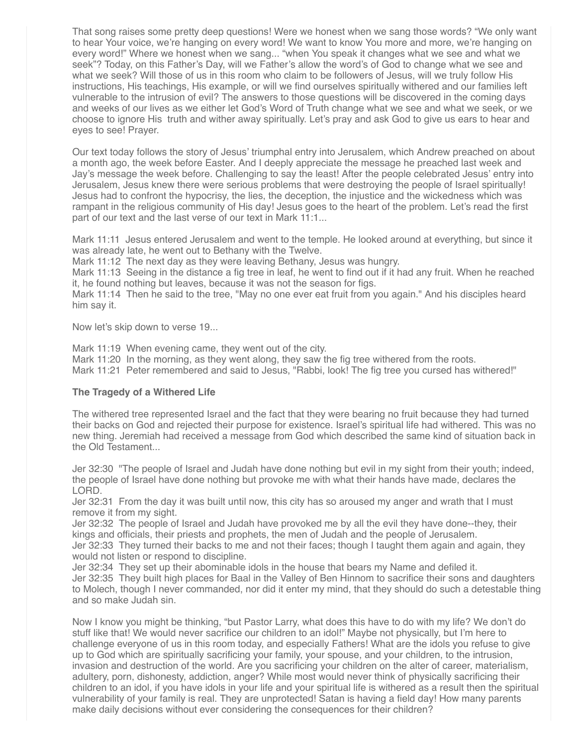That song raises some pretty deep questions! Were we honest when we sang those words? "We only want to hear Your voice, we're hanging on every word! We want to know You more and more, we're hanging on every word!" Where we honest when we sang... "when You speak it changes what we see and what we seek"? Today, on this Father's Day, will we Father's allow the word's of God to change what we see and what we seek? Will those of us in this room who claim to be followers of Jesus, will we truly follow His instructions, His teachings, His example, or will we find ourselves spiritually withered and our families left vulnerable to the intrusion of evil? The answers to those questions will be discovered in the coming days and weeks of our lives as we either let God's Word of Truth change what we see and what we seek, or we choose to ignore His truth and wither away spiritually. Let's pray and ask God to give us ears to hear and eyes to see! Prayer.

Our text today follows the story of Jesus' triumphal entry into Jerusalem, which Andrew preached on about a month ago, the week before Easter. And I deeply appreciate the message he preached last week and Jay's message the week before. Challenging to say the least! After the people celebrated Jesus' entry into Jerusalem, Jesus knew there were serious problems that were destroying the people of Israel spiritually! Jesus had to confront the hypocrisy, the lies, the deception, the injustice and the wickedness which was rampant in the religious community of His day! Jesus goes to the heart of the problem. Let's read the first part of our text and the last verse of our text in Mark 11:1...

Mark 11:11 Jesus entered Jerusalem and went to the temple. He looked around at everything, but since it was already late, he went out to Bethany with the Twelve.
Mark 11:12 The next day as they were leaving Bethany, Jesus was hungry.
Mark 11:13 Seeing in the distance a fig tree in leaf, he went to find out if it had any fruit. When he reached it, he found nothing but leaves, because it was not the season for figs.
Mark 11:14 Then he said to the tree, "May no one ever eat fruit from you again." And his disciples heard him say it.

Now let's skip down to verse 19...

Mark 11:19 When evening came, they went out of the city.
Mark 11:20 In the morning, as they went along, they saw the fig tree withered from the roots.
Mark 11:21 Peter remembered and said to Jesus, "Rabbi, look! The fig tree you cursed has withered!"

**The Tragedy of a Withered Life**

The withered tree represented Israel and the fact that they were bearing no fruit because they had turned their backs on God and rejected their purpose for existence. Israel's spiritual life had withered. This was no new thing. Jeremiah had received a message from God which described the same kind of situation back in the Old Testament...

Jer 32:30 "The people of Israel and Judah have done nothing but evil in my sight from their youth; indeed, the people of Israel have done nothing but provoke me with what their hands have made, declares the LORD.
Jer 32:31 From the day it was built until now, this city has so aroused my anger and wrath that I must remove it from my sight.
Jer 32:32 The people of Israel and Judah have provoked me by all the evil they have done--they, their kings and officials, their priests and prophets, the men of Judah and the people of Jerusalem.
Jer 32:33 They turned their backs to me and not their faces; though I taught them again and again, they would not listen or respond to discipline.
Jer 32:34 They set up their abominable idols in the house that bears my Name and defiled it.
Jer 32:35 They built high places for Baal in the Valley of Ben Hinnom to sacrifice their sons and daughters to Molech, though I never commanded, nor did it enter my mind, that they should do such a detestable thing and so make Judah sin.

Now I know you might be thinking, "but Pastor Larry, what does this have to do with my life? We don't do stuff like that! We would never sacrifice our children to an idol!" Maybe not physically, but I'm here to challenge everyone of us in this room today, and especially Fathers! What are the idols you refuse to give up to God which are spiritually sacrificing your family, your spouse, and your children, to the intrusion, invasion and destruction of the world. Are you sacrificing your children on the alter of career, materialism, adultery, porn, dishonesty, addiction, anger? While most would never think of physically sacrificing their children to an idol, if you have idols in your life and your spiritual life is withered as a result then the spiritual vulnerability of your family is real. They are unprotected! Satan is having a field day! How many parents make daily decisions without ever considering the consequences for their children?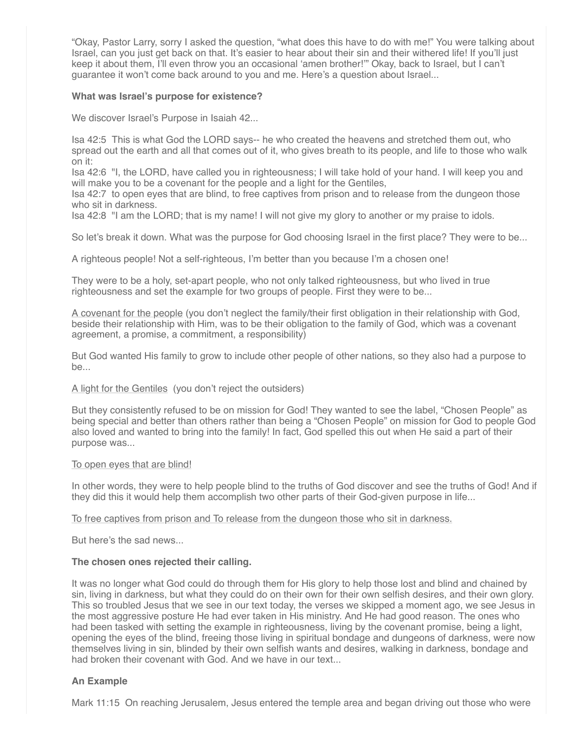"Okay, Pastor Larry, sorry I asked the question, "what does this have to do with me!" You were talking about Israel, can you just get back on that. It's easier to hear about their sin and their withered life! If you'll just keep it about them, I'll even throw you an occasional 'amen brother!'" Okay, back to Israel, but I can't guarantee it won't come back around to you and me. Here's a question about Israel...

**What was Israel's purpose for existence?**

We discover Israel's Purpose in Isaiah 42...

Isa 42:5 This is what God the LORD says-- he who created the heavens and stretched them out, who spread out the earth and all that comes out of it, who gives breath to its people, and life to those who walk on it:
Isa 42:6 "I, the LORD, have called you in righteousness; I will take hold of your hand. I will keep you and will make you to be a covenant for the people and a light for the Gentiles,
Isa 42:7 to open eyes that are blind, to free captives from prison and to release from the dungeon those who sit in darkness.
Isa 42:8 "I am the LORD; that is my name! I will not give my glory to another or my praise to idols.

So let's break it down. What was the purpose for God choosing Israel in the first place? They were to be...

A righteous people! Not a self-righteous, I'm better than you because I'm a chosen one!

They were to be a holy, set-apart people, who not only talked righteousness, but who lived in true righteousness and set the example for two groups of people. First they were to be...

<u>A covenant for the people</u> (you don't neglect the family/their first obligation in their relationship with God, beside their relationship with Him, was to be their obligation to the family of God, which was a covenant agreement, a promise, a commitment, a responsibility)

But God wanted His family to grow to include other people of other nations, so they also had a purpose to be...

<u>A light for the Gentiles</u> (you don't reject the outsiders)

But they consistently refused to be on mission for God! They wanted to see the label, "Chosen People" as being special and better than others rather than being a "Chosen People" on mission for God to people God also loved and wanted to bring into the family! In fact, God spelled this out when He said a part of their purpose was...

<u>To open eyes that are blind!</u>

In other words, they were to help people blind to the truths of God discover and see the truths of God! And if they did this it would help them accomplish two other parts of their God-given purpose in life...

<u>To free captives from prison and To release from the dungeon those who sit in darkness.</u>

But here's the sad news...

**The chosen ones rejected their calling.**

It was no longer what God could do through them for His glory to help those lost and blind and chained by sin, living in darkness, but what they could do on their own for their own selfish desires, and their own glory. This so troubled Jesus that we see in our text today, the verses we skipped a moment ago, we see Jesus in the most aggressive posture He had ever taken in His ministry. And He had good reason. The ones who had been tasked with setting the example in righteousness, living by the covenant promise, being a light, opening the eyes of the blind, freeing those living in spiritual bondage and dungeons of darkness, were now themselves living in sin, blinded by their own selfish wants and desires, walking in darkness, bondage and had broken their covenant with God. And we have in our text...

**An Example**

Mark 11:15 On reaching Jerusalem, Jesus entered the temple area and began driving out those who were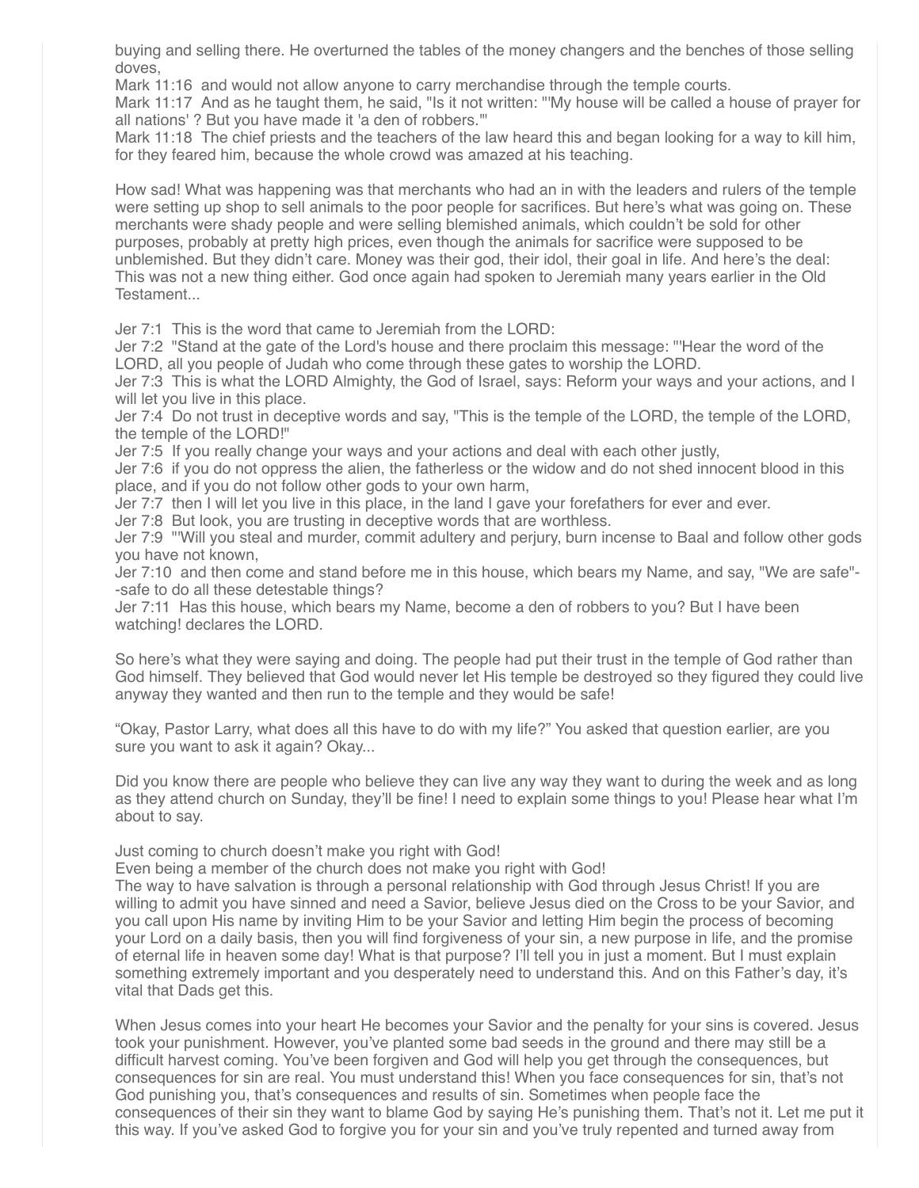buying and selling there. He overturned the tables of the money changers and the benches of those selling doves,

Mark 11:16 and would not allow anyone to carry merchandise through the temple courts.

Mark 11:17 And as he taught them, he said, "Is it not written: "'My house will be called a house of prayer for all nations' ? But you have made it 'a den of robbers.'"

Mark 11:18 The chief priests and the teachers of the law heard this and began looking for a way to kill him, for they feared him, because the whole crowd was amazed at his teaching.

How sad! What was happening was that merchants who had an in with the leaders and rulers of the temple were setting up shop to sell animals to the poor people for sacrifices. But here's what was going on. These merchants were shady people and were selling blemished animals, which couldn't be sold for other purposes, probably at pretty high prices, even though the animals for sacrifice were supposed to be unblemished. But they didn't care. Money was their god, their idol, their goal in life. And here's the deal: This was not a new thing either. God once again had spoken to Jeremiah many years earlier in the Old Testament...

Jer 7:1 This is the word that came to Jeremiah from the LORD:

Jer 7:2 "Stand at the gate of the Lord's house and there proclaim this message: "'Hear the word of the LORD, all you people of Judah who come through these gates to worship the LORD.

Jer 7:3 This is what the LORD Almighty, the God of Israel, says: Reform your ways and your actions, and I will let you live in this place.

Jer 7:4 Do not trust in deceptive words and say, "This is the temple of the LORD, the temple of the LORD, the temple of the LORD!"

Jer 7:5 If you really change your ways and your actions and deal with each other justly,

Jer 7:6 if you do not oppress the alien, the fatherless or the widow and do not shed innocent blood in this place, and if you do not follow other gods to your own harm,

Jer 7:7 then I will let you live in this place, in the land I gave your forefathers for ever and ever.

Jer 7:8 But look, you are trusting in deceptive words that are worthless.

Jer 7:9 "'Will you steal and murder, commit adultery and perjury, burn incense to Baal and follow other gods you have not known,

Jer 7:10 and then come and stand before me in this house, which bears my Name, and say, "We are safe"--safe to do all these detestable things?

Jer 7:11 Has this house, which bears my Name, become a den of robbers to you? But I have been watching! declares the LORD.

So here's what they were saying and doing. The people had put their trust in the temple of God rather than God himself. They believed that God would never let His temple be destroyed so they figured they could live anyway they wanted and then run to the temple and they would be safe!

"Okay, Pastor Larry, what does all this have to do with my life?" You asked that question earlier, are you sure you want to ask it again? Okay...

Did you know there are people who believe they can live any way they want to during the week and as long as they attend church on Sunday, they'll be fine! I need to explain some things to you! Please hear what I'm about to say.

Just coming to church doesn't make you right with God!

Even being a member of the church does not make you right with God!

The way to have salvation is through a personal relationship with God through Jesus Christ! If you are willing to admit you have sinned and need a Savior, believe Jesus died on the Cross to be your Savior, and you call upon His name by inviting Him to be your Savior and letting Him begin the process of becoming your Lord on a daily basis, then you will find forgiveness of your sin, a new purpose in life, and the promise of eternal life in heaven some day! What is that purpose? I'll tell you in just a moment. But I must explain something extremely important and you desperately need to understand this. And on this Father's day, it's vital that Dads get this.

When Jesus comes into your heart He becomes your Savior and the penalty for your sins is covered. Jesus took your punishment. However, you've planted some bad seeds in the ground and there may still be a difficult harvest coming. You've been forgiven and God will help you get through the consequences, but consequences for sin are real. You must understand this! When you face consequences for sin, that's not God punishing you, that's consequences and results of sin. Sometimes when people face the consequences of their sin they want to blame God by saying He's punishing them. That's not it. Let me put it this way. If you've asked God to forgive you for your sin and you've truly repented and turned away from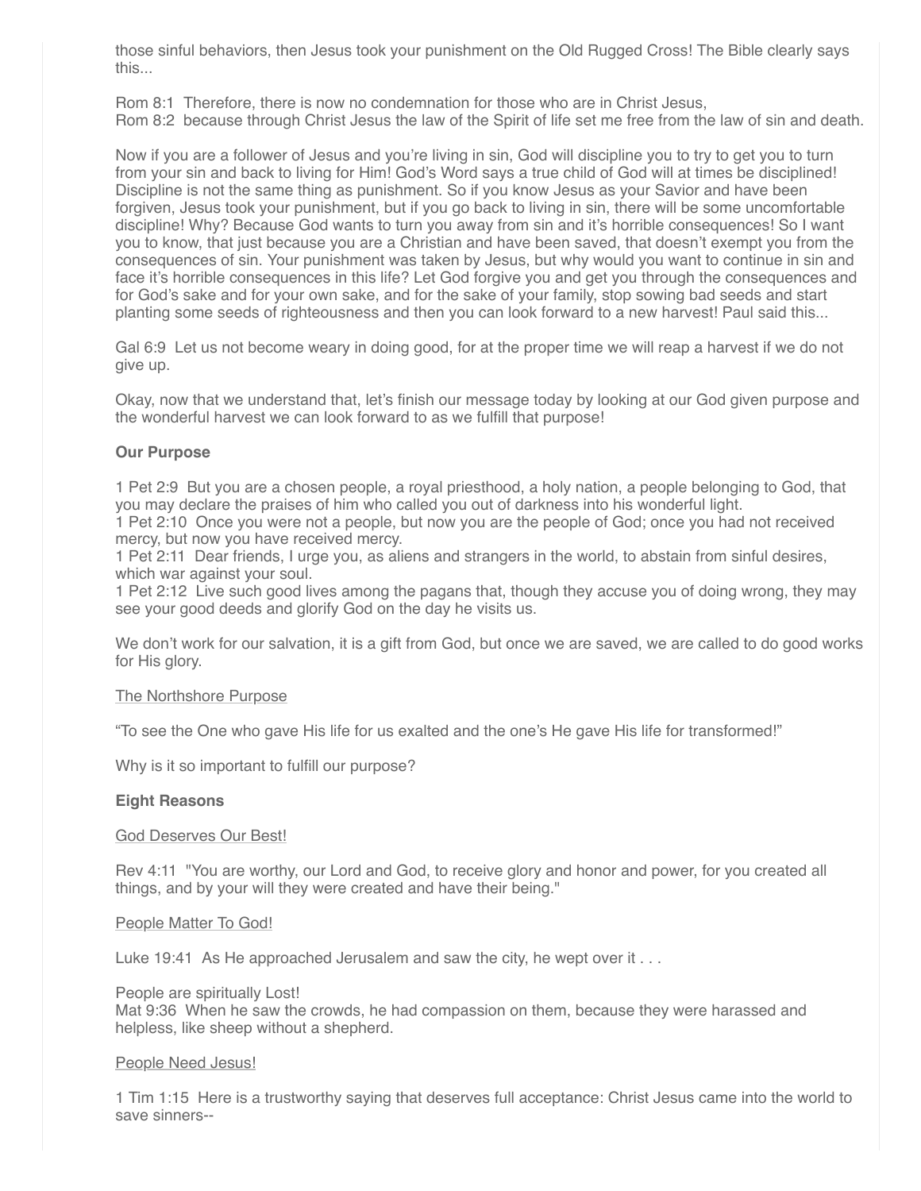those sinful behaviors, then Jesus took your punishment on the Old Rugged Cross! The Bible clearly says this...

Rom 8:1 Therefore, there is now no condemnation for those who are in Christ Jesus,
Rom 8:2 because through Christ Jesus the law of the Spirit of life set me free from the law of sin and death.

Now if you are a follower of Jesus and you're living in sin, God will discipline you to try to get you to turn from your sin and back to living for Him! God's Word says a true child of God will at times be disciplined! Discipline is not the same thing as punishment. So if you know Jesus as your Savior and have been forgiven, Jesus took your punishment, but if you go back to living in sin, there will be some uncomfortable discipline! Why? Because God wants to turn you away from sin and it's horrible consequences! So I want you to know, that just because you are a Christian and have been saved, that doesn't exempt you from the consequences of sin. Your punishment was taken by Jesus, but why would you want to continue in sin and face it's horrible consequences in this life? Let God forgive you and get you through the consequences and for God's sake and for your own sake, and for the sake of your family, stop sowing bad seeds and start planting some seeds of righteousness and then you can look forward to a new harvest! Paul said this...

Gal 6:9 Let us not become weary in doing good, for at the proper time we will reap a harvest if we do not give up.

Okay, now that we understand that, let's finish our message today by looking at our God given purpose and the wonderful harvest we can look forward to as we fulfill that purpose!

**Our Purpose**

1 Pet 2:9 But you are a chosen people, a royal priesthood, a holy nation, a people belonging to God, that you may declare the praises of him who called you out of darkness into his wonderful light.
1 Pet 2:10 Once you were not a people, but now you are the people of God; once you had not received mercy, but now you have received mercy.
1 Pet 2:11 Dear friends, I urge you, as aliens and strangers in the world, to abstain from sinful desires, which war against your soul.
1 Pet 2:12 Live such good lives among the pagans that, though they accuse you of doing wrong, they may see your good deeds and glorify God on the day he visits us.

We don't work for our salvation, it is a gift from God, but once we are saved, we are called to do good works for His glory.

The Northshore Purpose

"To see the One who gave His life for us exalted and the one's He gave His life for transformed!"

Why is it so important to fulfill our purpose?

**Eight Reasons**

God Deserves Our Best!

Rev 4:11 "You are worthy, our Lord and God, to receive glory and honor and power, for you created all things, and by your will they were created and have their being."

People Matter To God!

Luke 19:41 As He approached Jerusalem and saw the city, he wept over it . . .

People are spiritually Lost!
Mat 9:36 When he saw the crowds, he had compassion on them, because they were harassed and helpless, like sheep without a shepherd.

People Need Jesus!

1 Tim 1:15 Here is a trustworthy saying that deserves full acceptance: Christ Jesus came into the world to save sinners--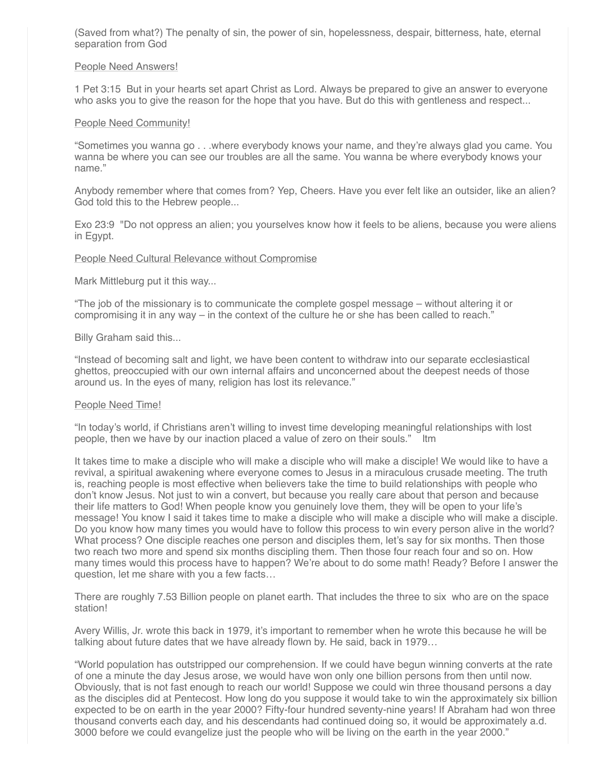(Saved from what?) The penalty of sin, the power of sin, hopelessness, despair, bitterness, hate, eternal separation from God

<u>People Need Answers!</u>

1 Pet 3:15 But in your hearts set apart Christ as Lord. Always be prepared to give an answer to everyone who asks you to give the reason for the hope that you have. But do this with gentleness and respect...

<u>People Need Community!</u>

"Sometimes you wanna go . . .where everybody knows your name, and they're always glad you came. You wanna be where you can see our troubles are all the same. You wanna be where everybody knows your name."

Anybody remember where that comes from? Yep, Cheers. Have you ever felt like an outsider, like an alien? God told this to the Hebrew people...

Exo 23:9 "Do not oppress an alien; you yourselves know how it feels to be aliens, because you were aliens in Egypt.

<u>People Need Cultural Relevance without Compromise</u>

Mark Mittleburg put it this way...

"The job of the missionary is to communicate the complete gospel message – without altering it or compromising it in any way – in the context of the culture he or she has been called to reach."

Billy Graham said this...

"Instead of becoming salt and light, we have been content to withdraw into our separate ecclesiastical ghettos, preoccupied with our own internal affairs and unconcerned about the deepest needs of those around us. In the eyes of many, religion has lost its relevance."

<u>People Need Time!</u>

"In today's world, if Christians aren't willing to invest time developing meaningful relationships with lost people, then we have by our inaction placed a value of zero on their souls." ltm

It takes time to make a disciple who will make a disciple who will make a disciple! We would like to have a revival, a spiritual awakening where everyone comes to Jesus in a miraculous crusade meeting. The truth is, reaching people is most effective when believers take the time to build relationships with people who don't know Jesus. Not just to win a convert, but because you really care about that person and because their life matters to God! When people know you genuinely love them, they will be open to your life's message! You know I said it takes time to make a disciple who will make a disciple who will make a disciple. Do you know how many times you would have to follow this process to win every person alive in the world? What process? One disciple reaches one person and disciples them, let's say for six months. Then those two reach two more and spend six months discipling them. Then those four reach four and so on. How many times would this process have to happen? We're about to do some math! Ready? Before I answer the question, let me share with you a few facts…

There are roughly 7.53 Billion people on planet earth. That includes the three to six who are on the space station!

Avery Willis, Jr. wrote this back in 1979, it's important to remember when he wrote this because he will be talking about future dates that we have already flown by. He said, back in 1979…

"World population has outstripped our comprehension. If we could have begun winning converts at the rate of one a minute the day Jesus arose, we would have won only one billion persons from then until now. Obviously, that is not fast enough to reach our world! Suppose we could win three thousand persons a day as the disciples did at Pentecost. How long do you suppose it would take to win the approximately six billion expected to be on earth in the year 2000? Fifty-four hundred seventy-nine years! If Abraham had won three thousand converts each day, and his descendants had continued doing so, it would be approximately a.d. 3000 before we could evangelize just the people who will be living on the earth in the year 2000."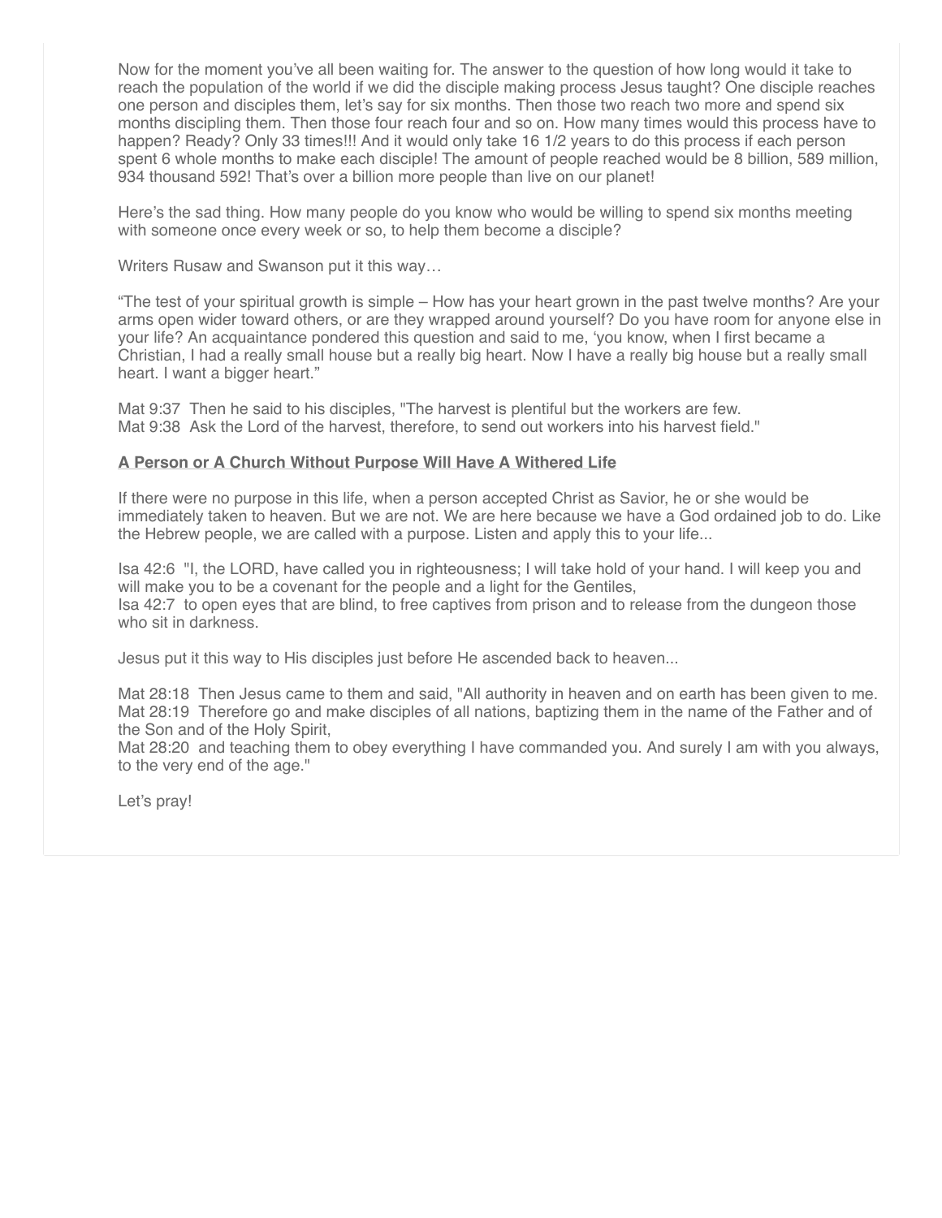Now for the moment you've all been waiting for. The answer to the question of how long would it take to reach the population of the world if we did the disciple making process Jesus taught? One disciple reaches one person and disciples them, let's say for six months. Then those two reach two more and spend six months discipling them. Then those four reach four and so on. How many times would this process have to happen? Ready? Only 33 times!!! And it would only take 16 1/2 years to do this process if each person spent 6 whole months to make each disciple! The amount of people reached would be 8 billion, 589 million, 934 thousand 592! That's over a billion more people than live on our planet!

Here's the sad thing. How many people do you know who would be willing to spend six months meeting with someone once every week or so, to help them become a disciple?

Writers Rusaw and Swanson put it this way…

"The test of your spiritual growth is simple – How has your heart grown in the past twelve months? Are your arms open wider toward others, or are they wrapped around yourself? Do you have room for anyone else in your life? An acquaintance pondered this question and said to me, 'you know, when I first became a Christian, I had a really small house but a really big heart. Now I have a really big house but a really small heart. I want a bigger heart."

Mat 9:37  Then he said to his disciples, "The harvest is plentiful but the workers are few.
Mat 9:38  Ask the Lord of the harvest, therefore, to send out workers into his harvest field."

**A Person or A Church Without Purpose Will Have A Withered Life**

If there were no purpose in this life, when a person accepted Christ as Savior, he or she would be immediately taken to heaven. But we are not. We are here because we have a God ordained job to do. Like the Hebrew people, we are called with a purpose. Listen and apply this to your life...

Isa 42:6  "I, the LORD, have called you in righteousness; I will take hold of your hand. I will keep you and will make you to be a covenant for the people and a light for the Gentiles,
Isa 42:7  to open eyes that are blind, to free captives from prison and to release from the dungeon those who sit in darkness.

Jesus put it this way to His disciples just before He ascended back to heaven...

Mat 28:18  Then Jesus came to them and said, "All authority in heaven and on earth has been given to me.
Mat 28:19  Therefore go and make disciples of all nations, baptizing them in the name of the Father and of the Son and of the Holy Spirit,
Mat 28:20  and teaching them to obey everything I have commanded you. And surely I am with you always, to the very end of the age."

Let's pray!